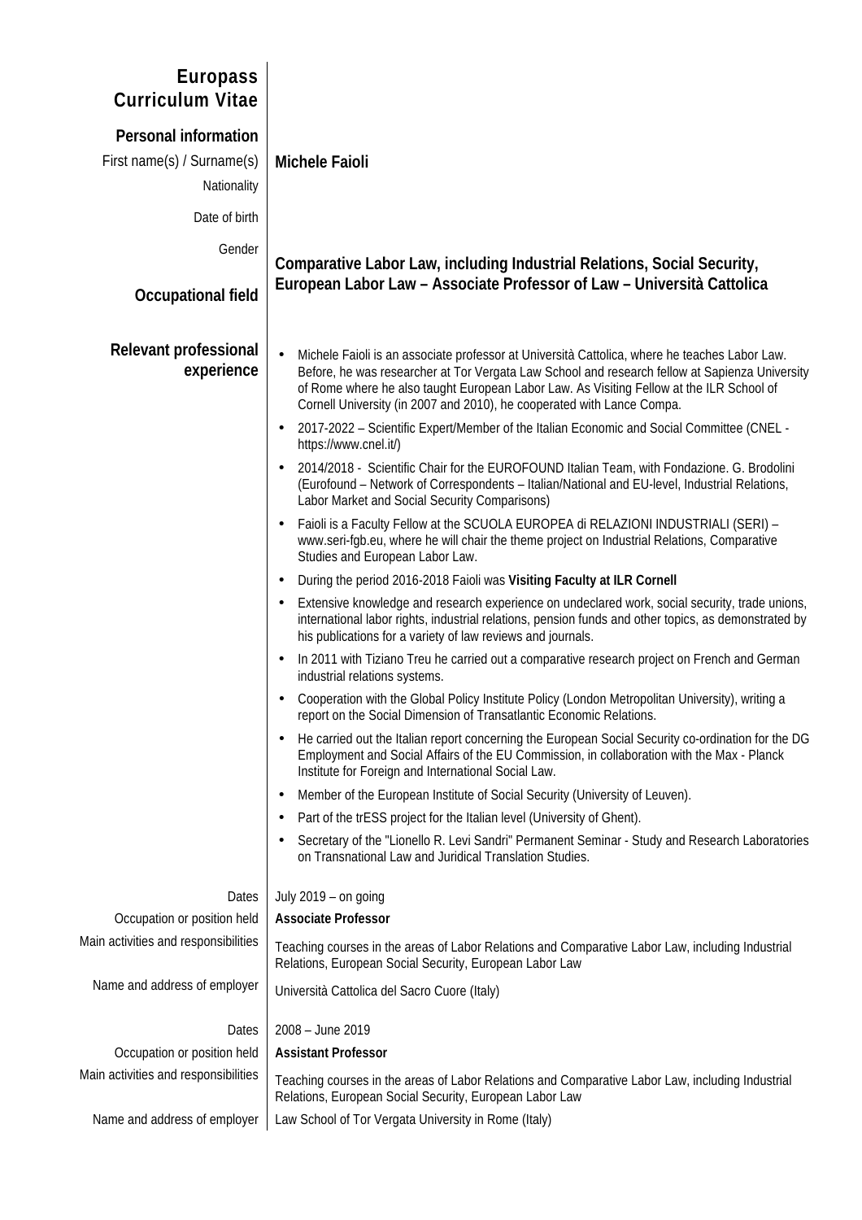# Europass Curriculum Vitae

## Personal information

| | |
|---|---|
| First name(s) / Surname(s) | **Michele Faioli** |
| Nationality | |
| Date of birth | |
| Gender | |

## Occupational field

**Comparative Labor Law, including Industrial Relations, Social Security, European Labor Law – Associate Professor of Law – Università Cattolica**

## Relevant professional experience

- Michele Faioli is an associate professor at Università Cattolica, where he teaches Labor Law. Before, he was researcher at Tor Vergata Law School and research fellow at Sapienza University of Rome where he also taught European Labor Law. As Visiting Fellow at the ILR School of Cornell University (in 2007 and 2010), he cooperated with Lance Compa.
- 2017-2022 – Scientific Expert/Member of the Italian Economic and Social Committee (CNEL - https://www.cnel.it/)
- 2014/2018 - Scientific Chair for the EUROFOUND Italian Team, with Fondazione. G. Brodolini (Eurofound – Network of Correspondents – Italian/National and EU-level, Industrial Relations, Labor Market and Social Security Comparisons)
- Faioli is a Faculty Fellow at the SCUOLA EUROPEA di RELAZIONI INDUSTRIALI (SERI) – www.seri-fgb.eu, where he will chair the theme project on Industrial Relations, Comparative Studies and European Labor Law.
- During the period 2016-2018 Faioli was **Visiting Faculty at ILR Cornell**
- Extensive knowledge and research experience on undeclared work, social security, trade unions, international labor rights, industrial relations, pension funds and other topics, as demonstrated by his publications for a variety of law reviews and journals.
- In 2011 with Tiziano Treu he carried out a comparative research project on French and German industrial relations systems.
- Cooperation with the Global Policy Institute Policy (London Metropolitan University), writing a report on the Social Dimension of Transatlantic Economic Relations.
- He carried out the Italian report concerning the European Social Security co-ordination for the DG Employment and Social Affairs of the EU Commission, in collaboration with the Max - Planck Institute for Foreign and International Social Law.
- Member of the European Institute of Social Security (University of Leuven).
- Part of the trESS project for the Italian level (University of Ghent).
- Secretary of the "Lionello R. Levi Sandri" Permanent Seminar - Study and Research Laboratories on Transnational Law and Juridical Translation Studies.

| | |
|---|---|
| Dates | July 2019 – on going |
| Occupation or position held | **Associate Professor** |
| Main activities and responsibilities | Teaching courses in the areas of Labor Relations and Comparative Labor Law, including Industrial Relations, European Social Security, European Labor Law |
| Name and address of employer | Università Cattolica del Sacro Cuore (Italy) |

| | |
|---|---|
| Dates | 2008 – June 2019 |
| Occupation or position held | **Assistant Professor** |
| Main activities and responsibilities | Teaching courses in the areas of Labor Relations and Comparative Labor Law, including Industrial Relations, European Social Security, European Labor Law |
| Name and address of employer | Law School of Tor Vergata University in Rome (Italy) |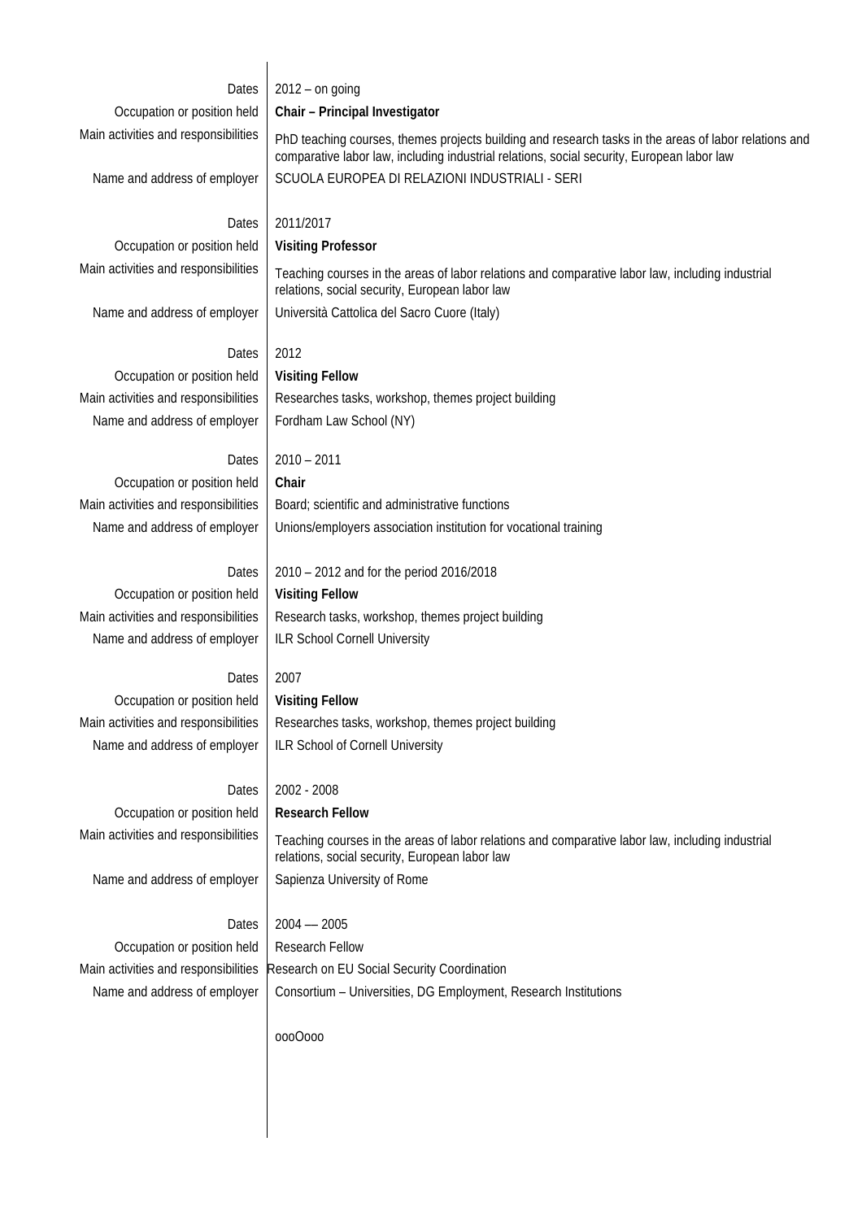| | |
|---|---|
| Dates | 2012 – on going |
| Occupation or position held | **Chair – Principal Investigator** |
| Main activities and responsibilities | PhD teaching courses, themes projects building and research tasks in the areas of labor relations and comparative labor law, including industrial relations, social security, European labor law |
| Name and address of employer | SCUOLA EUROPEA DI RELAZIONI INDUSTRIALI - SERI |
| | |
| Dates | 2011/2017 |
| Occupation or position held | **Visiting Professor** |
| Main activities and responsibilities | Teaching courses in the areas of labor relations and comparative labor law, including industrial relations, social security, European labor law |
| Name and address of employer | Università Cattolica del Sacro Cuore (Italy) |
| | |
| Dates | 2012 |
| Occupation or position held | **Visiting Fellow** |
| Main activities and responsibilities | Researches tasks, workshop, themes project building |
| Name and address of employer | Fordham Law School (NY) |
| | |
| Dates | 2010 – 2011 |
| Occupation or position held | **Chair** |
| Main activities and responsibilities | Board; scientific and administrative functions |
| Name and address of employer | Unions/employers association institution for vocational training |
| | |
| Dates | 2010 – 2012 and for the period 2016/2018 |
| Occupation or position held | **Visiting Fellow** |
| Main activities and responsibilities | Research tasks, workshop, themes project building |
| Name and address of employer | ILR School Cornell University |
| | |
| Dates | 2007 |
| Occupation or position held | **Visiting Fellow** |
| Main activities and responsibilities | Researches tasks, workshop, themes project building |
| Name and address of employer | ILR School of Cornell University |
| | |
| Dates | 2002 - 2008 |
| Occupation or position held | **Research Fellow** |
| Main activities and responsibilities | Teaching courses in the areas of labor relations and comparative labor law, including industrial relations, social security, European labor law |
| Name and address of employer | Sapienza University of Rome |
| | |
| Dates | 2004 — 2005 |
| Occupation or position held | Research Fellow |
| Main activities and responsibilities | Research on EU Social Security Coordination |
| Name and address of employer | Consortium – Universities, DG Employment, Research Institutions |

oooOooo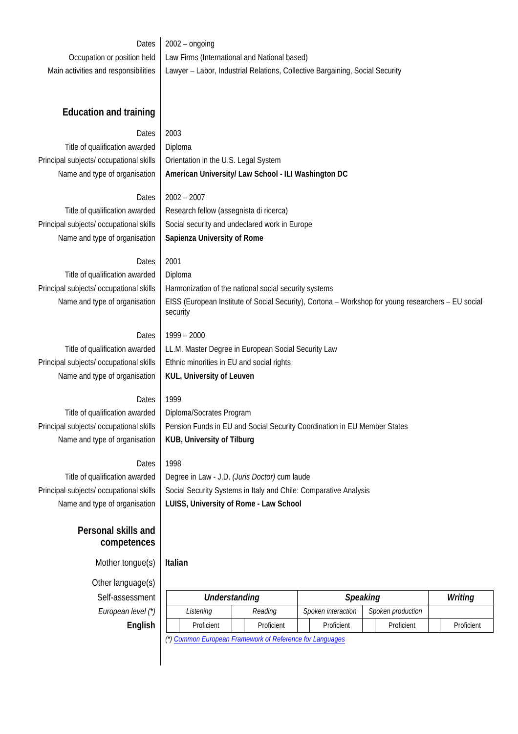Dates: 2002 – ongoing
Occupation or position held: Law Firms (International and National based)
Main activities and responsibilities: Lawyer – Labor, Industrial Relations, Collective Bargaining, Social Security

## Education and training

Dates: 2003
Title of qualification awarded: Diploma
Principal subjects/ occupational skills: Orientation in the U.S. Legal System
Name and type of organisation: **American University/ Law School - ILI Washington DC**

Dates: 2002 – 2007
Title of qualification awarded: Research fellow (assegnista di ricerca)
Principal subjects/ occupational skills: Social security and undeclared work in Europe
Name and type of organisation: **Sapienza University of Rome**

Dates: 2001
Title of qualification awarded: Diploma
Principal subjects/ occupational skills: Harmonization of the national social security systems
Name and type of organisation: EISS (European Institute of Social Security), Cortona – Workshop for young researchers – EU social security

Dates: 1999 – 2000
Title of qualification awarded: LL.M. Master Degree in European Social Security Law
Principal subjects/ occupational skills: Ethnic minorities in EU and social rights
Name and type of organisation: **KUL, University of Leuven**

Dates: 1999
Title of qualification awarded: Diploma/Socrates Program
Principal subjects/ occupational skills: Pension Funds in EU and Social Security Coordination in EU Member States
Name and type of organisation: **KUB, University of Tilburg**

Dates: 1998
Title of qualification awarded: Degree in Law - J.D. *(Juris Doctor)* cum laude
Principal subjects/ occupational skills: Social Security Systems in Italy and Chile: Comparative Analysis
Name and type of organisation: **LUISS, University of Rome - Law School**

## Personal skills and competences

Mother tongue(s): **Italian**

Other language(s)

| Self-assessment | ***Understanding*** | | ***Speaking*** | | ***Writing*** |
|---|---|---|---|---|---|
| *European level (\*)* | *Listening* | *Reading* | *Spoken interaction* | *Spoken production* | |
| **English** | Proficient | Proficient | Proficient | Proficient | Proficient |

*(\*) Common European Framework of Reference for Languages*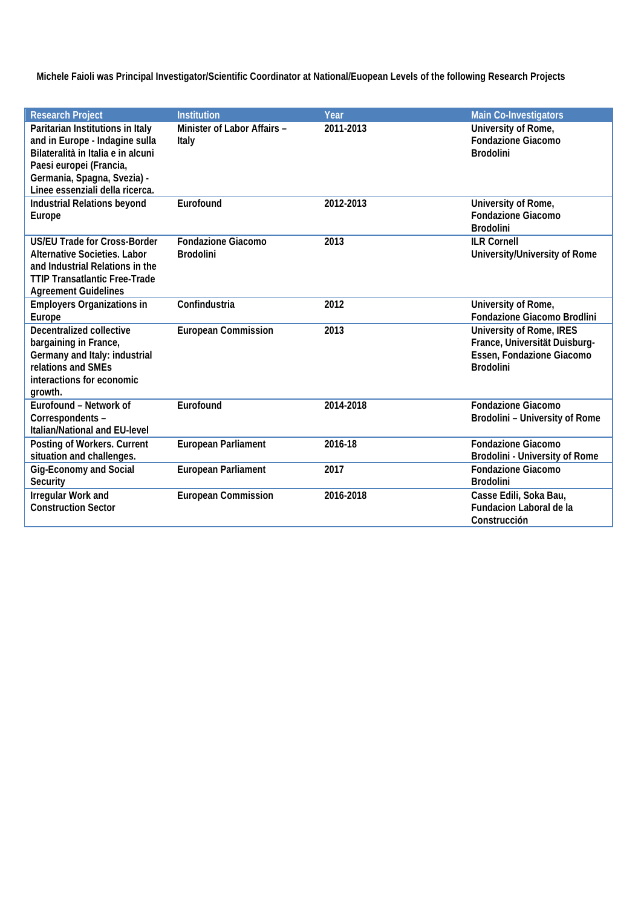**Michele Faioli was Principal Investigator/Scientific Coordinator at National/Euopean Levels of the following Research Projects**

| Research Project | Institution | Year | Main Co-Investigators |
|---|---|---|---|
| Paritarian Institutions in Italy and in Europe - Indagine sulla Bilateralità in Italia e in alcuni Paesi europei (Francia, Germania, Spagna, Svezia) - Linee essenziali della ricerca. | Minister of Labor Affairs – Italy | 2011-2013 | University of Rome, Fondazione Giacomo Brodolini |
| Industrial Relations beyond Europe | Eurofound | 2012-2013 | University of Rome, Fondazione Giacomo Brodolini |
| US/EU Trade for Cross-Border Alternative Societies. Labor and Industrial Relations in the TTIP Transatlantic Free-Trade Agreement Guidelines | Fondazione Giacomo Brodolini | 2013 | ILR Cornell University/University of Rome |
| Employers Organizations in Europe | Confindustria | 2012 | University of Rome, Fondazione Giacomo Brodlini |
| Decentralized collective bargaining in France, Germany and Italy: industrial relations and SMEs interactions for economic growth. | European Commission | 2013 | University of Rome, IRES France, Universität Duisburg-Essen, Fondazione Giacomo Brodolini |
| Eurofound – Network of Correspondents – Italian/National and EU-level | Eurofound | 2014-2018 | Fondazione Giacomo Brodolini – University of Rome |
| Posting of Workers. Current situation and challenges. | European Parliament | 2016-18 | Fondazione Giacomo Brodolini - University of Rome |
| Gig-Economy and Social Security | European Parliament | 2017 | Fondazione Giacomo Brodolini |
| Irregular Work and Construction Sector | European Commission | 2016-2018 | Casse Edili, Soka Bau, Fundacion Laboral de la Construcción |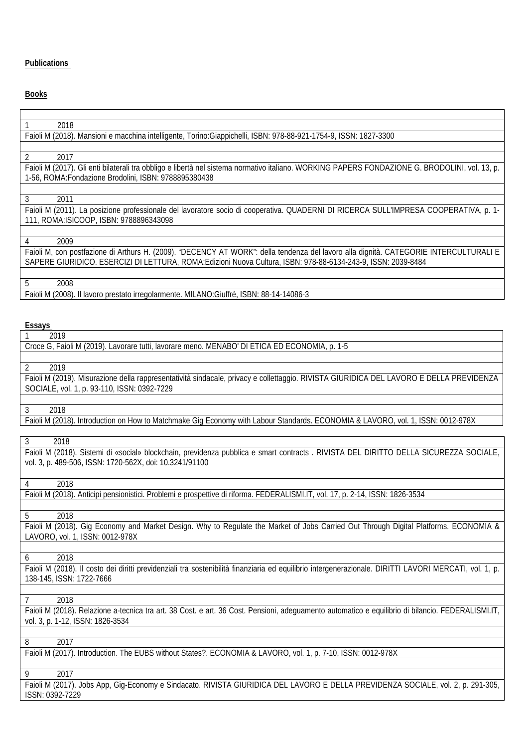**Publications**

**Books**

1 2018

Faioli M (2018). Mansioni e macchina intelligente, Torino:Giappichelli, ISBN: 978-88-921-1754-9, ISSN: 1827-3300

2 2017

Faioli M (2017). Gli enti bilaterali tra obbligo e libertà nel sistema normativo italiano. WORKING PAPERS FONDAZIONE G. BRODOLINI, vol. 13, p. 1-56, ROMA:Fondazione Brodolini, ISBN: 9788895380438

3 2011

Faioli M (2011). La posizione professionale del lavoratore socio di cooperativa. QUADERNI DI RICERCA SULL'IMPRESA COOPERATIVA, p. 1-111, ROMA:ISICOOP, ISBN: 9788896343098

4 2009

Faioli M, con postfazione di Arthurs H. (2009). "DECENCY AT WORK": della tendenza del lavoro alla dignità. CATEGORIE INTERCULTURALI E SAPERE GIURIDICO. ESERCIZI DI LETTURA, ROMA:Edizioni Nuova Cultura, ISBN: 978-88-6134-243-9, ISSN: 2039-8484

5 2008

Faioli M (2008). Il lavoro prestato irregolarmente. MILANO:Giuffrè, ISBN: 88-14-14086-3

**Essays**

1 2019

Croce G, Faioli M (2019). Lavorare tutti, lavorare meno. MENABO' DI ETICA ED ECONOMIA, p. 1-5

2 2019

Faioli M (2019). Misurazione della rappresentatività sindacale, privacy e collettaggio. RIVISTA GIURIDICA DEL LAVORO E DELLA PREVIDENZA SOCIALE, vol. 1, p. 93-110, ISSN: 0392-7229

3 2018

Faioli M (2018). Introduction on How to Matchmake Gig Economy with Labour Standards. ECONOMIA & LAVORO, vol. 1, ISSN: 0012-978X

3 2018

Faioli M (2018). Sistemi di «social» blockchain, previdenza pubblica e smart contracts . RIVISTA DEL DIRITTO DELLA SICUREZZA SOCIALE, vol. 3, p. 489-506, ISSN: 1720-562X, doi: 10.3241/91100

4 2018

Faioli M (2018). Anticipi pensionistici. Problemi e prospettive di riforma. FEDERALISMI.IT, vol. 17, p. 2-14, ISSN: 1826-3534

5 2018

Faioli M (2018). Gig Economy and Market Design. Why to Regulate the Market of Jobs Carried Out Through Digital Platforms. ECONOMIA & LAVORO, vol. 1, ISSN: 0012-978X

6 2018

Faioli M (2018). Il costo dei diritti previdenziali tra sostenibilità finanziaria ed equilibrio intergenerazionale. DIRITTI LAVORI MERCATI, vol. 1, p. 138-145, ISSN: 1722-7666

7 2018

Faioli M (2018). Relazione a-tecnica tra art. 38 Cost. e art. 36 Cost. Pensioni, adeguamento automatico e equilibrio di bilancio. FEDERALISMI.IT, vol. 3, p. 1-12, ISSN: 1826-3534

8 2017

Faioli M (2017). Introduction. The EUBS without States?. ECONOMIA & LAVORO, vol. 1, p. 7-10, ISSN: 0012-978X

9 2017

Faioli M (2017). Jobs App, Gig-Economy e Sindacato. RIVISTA GIURIDICA DEL LAVORO E DELLA PREVIDENZA SOCIALE, vol. 2, p. 291-305, ISSN: 0392-7229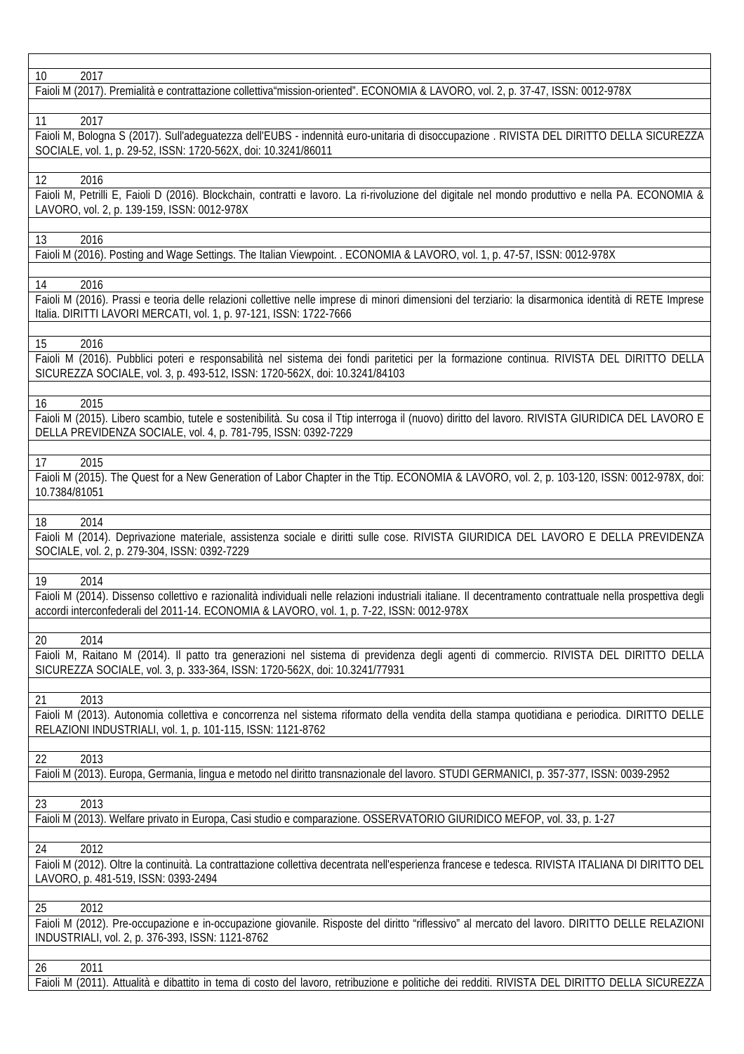10 2017

Faioli M (2017). Premialità e contrattazione collettiva"mission-oriented". ECONOMIA & LAVORO, vol. 2, p. 37-47, ISSN: 0012-978X

11 2017

Faioli M, Bologna S (2017). Sull'adeguatezza dell'EUBS - indennità euro-unitaria di disoccupazione . RIVISTA DEL DIRITTO DELLA SICUREZZA SOCIALE, vol. 1, p. 29-52, ISSN: 1720-562X, doi: 10.3241/86011

12 2016

Faioli M, Petrilli E, Faioli D (2016). Blockchain, contratti e lavoro. La ri-rivoluzione del digitale nel mondo produttivo e nella PA. ECONOMIA & LAVORO, vol. 2, p. 139-159, ISSN: 0012-978X

13 2016

Faioli M (2016). Posting and Wage Settings. The Italian Viewpoint. . ECONOMIA & LAVORO, vol. 1, p. 47-57, ISSN: 0012-978X

14 2016

Faioli M (2016). Prassi e teoria delle relazioni collettive nelle imprese di minori dimensioni del terziario: la disarmonica identità di RETE Imprese Italia. DIRITTI LAVORI MERCATI, vol. 1, p. 97-121, ISSN: 1722-7666

15 2016

Faioli M (2016). Pubblici poteri e responsabilità nel sistema dei fondi paritetici per la formazione continua. RIVISTA DEL DIRITTO DELLA SICUREZZA SOCIALE, vol. 3, p. 493-512, ISSN: 1720-562X, doi: 10.3241/84103

16 2015

Faioli M (2015). Libero scambio, tutele e sostenibilità. Su cosa il Ttip interroga il (nuovo) diritto del lavoro. RIVISTA GIURIDICA DEL LAVORO E DELLA PREVIDENZA SOCIALE, vol. 4, p. 781-795, ISSN: 0392-7229

17 2015

Faioli M (2015). The Quest for a New Generation of Labor Chapter in the Ttip. ECONOMIA & LAVORO, vol. 2, p. 103-120, ISSN: 0012-978X, doi: 10.7384/81051

18 2014

Faioli M (2014). Deprivazione materiale, assistenza sociale e diritti sulle cose. RIVISTA GIURIDICA DEL LAVORO E DELLA PREVIDENZA SOCIALE, vol. 2, p. 279-304, ISSN: 0392-7229

19 2014

Faioli M (2014). Dissenso collettivo e razionalità individuali nelle relazioni industriali italiane. Il decentramento contrattuale nella prospettiva degli accordi interconfederali del 2011-14. ECONOMIA & LAVORO, vol. 1, p. 7-22, ISSN: 0012-978X

20 2014

Faioli M, Raitano M (2014). Il patto tra generazioni nel sistema di previdenza degli agenti di commercio. RIVISTA DEL DIRITTO DELLA SICUREZZA SOCIALE, vol. 3, p. 333-364, ISSN: 1720-562X, doi: 10.3241/77931

21 2013

Faioli M (2013). Autonomia collettiva e concorrenza nel sistema riformato della vendita della stampa quotidiana e periodica. DIRITTO DELLE RELAZIONI INDUSTRIALI, vol. 1, p. 101-115, ISSN: 1121-8762

22 2013

Faioli M (2013). Europa, Germania, lingua e metodo nel diritto transnazionale del lavoro. STUDI GERMANICI, p. 357-377, ISSN: 0039-2952

23 2013

Faioli M (2013). Welfare privato in Europa, Casi studio e comparazione. OSSERVATORIO GIURIDICO MEFOP, vol. 33, p. 1-27

24 2012

Faioli M (2012). Oltre la continuità. La contrattazione collettiva decentrata nell'esperienza francese e tedesca. RIVISTA ITALIANA DI DIRITTO DEL LAVORO, p. 481-519, ISSN: 0393-2494

25 2012

Faioli M (2012). Pre-occupazione e in-occupazione giovanile. Risposte del diritto "riflessivo" al mercato del lavoro. DIRITTO DELLE RELAZIONI INDUSTRIALI, vol. 2, p. 376-393, ISSN: 1121-8762

26 2011

Faioli M (2011). Attualità e dibattito in tema di costo del lavoro, retribuzione e politiche dei redditi. RIVISTA DEL DIRITTO DELLA SICUREZZA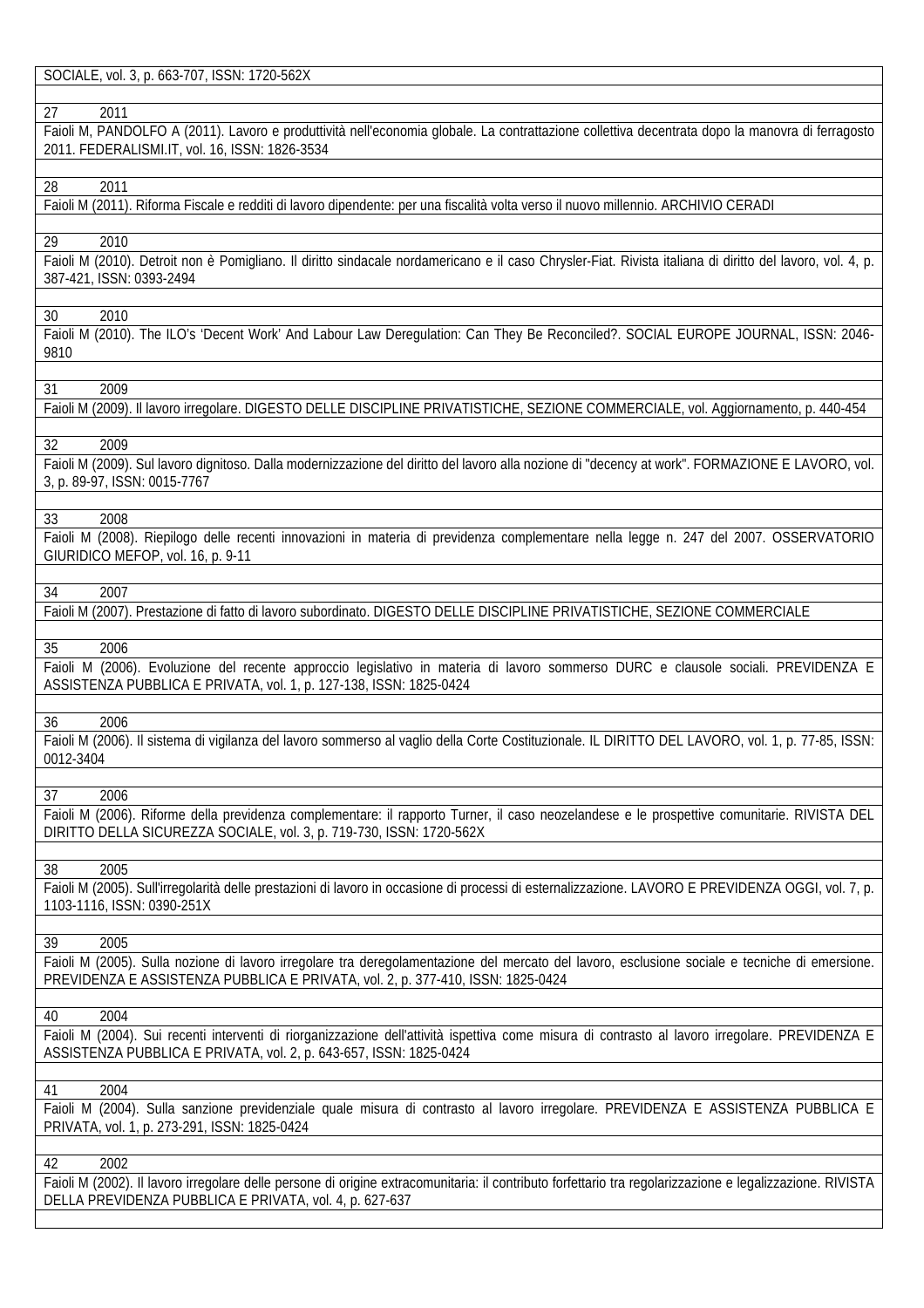SOCIALE, vol. 3, p. 663-707, ISSN: 1720-562X

27 2011

Faioli M, PANDOLFO A (2011). Lavoro e produttività nell'economia globale. La contrattazione collettiva decentrata dopo la manovra di ferragosto 2011. FEDERALISMI.IT, vol. 16, ISSN: 1826-3534

28 2011

Faioli M (2011). Riforma Fiscale e redditi di lavoro dipendente: per una fiscalità volta verso il nuovo millennio. ARCHIVIO CERADI

29 2010

Faioli M (2010). Detroit non è Pomigliano. Il diritto sindacale nordamericano e il caso Chrysler-Fiat. Rivista italiana di diritto del lavoro, vol. 4, p. 387-421, ISSN: 0393-2494

30 2010

Faioli M (2010). The ILO's 'Decent Work' And Labour Law Deregulation: Can They Be Reconciled?. SOCIAL EUROPE JOURNAL, ISSN: 2046-9810

31 2009

Faioli M (2009). Il lavoro irregolare. DIGESTO DELLE DISCIPLINE PRIVATISTICHE, SEZIONE COMMERCIALE, vol. Aggiornamento, p. 440-454

32 2009

Faioli M (2009). Sul lavoro dignitoso. Dalla modernizzazione del diritto del lavoro alla nozione di "decency at work". FORMAZIONE E LAVORO, vol. 3, p. 89-97, ISSN: 0015-7767

33 2008

Faioli M (2008). Riepilogo delle recenti innovazioni in materia di previdenza complementare nella legge n. 247 del 2007. OSSERVATORIO GIURIDICO MEFOP, vol. 16, p. 9-11

34 2007

Faioli M (2007). Prestazione di fatto di lavoro subordinato. DIGESTO DELLE DISCIPLINE PRIVATISTICHE, SEZIONE COMMERCIALE

35 2006

Faioli M (2006). Evoluzione del recente approccio legislativo in materia di lavoro sommerso DURC e clausole sociali. PREVIDENZA E ASSISTENZA PUBBLICA E PRIVATA, vol. 1, p. 127-138, ISSN: 1825-0424

36 2006

Faioli M (2006). Il sistema di vigilanza del lavoro sommerso al vaglio della Corte Costituzionale. IL DIRITTO DEL LAVORO, vol. 1, p. 77-85, ISSN: 0012-3404

37 2006

Faioli M (2006). Riforme della previdenza complementare: il rapporto Turner, il caso neozelandese e le prospettive comunitarie. RIVISTA DEL DIRITTO DELLA SICUREZZA SOCIALE, vol. 3, p. 719-730, ISSN: 1720-562X

38 2005

Faioli M (2005). Sull'irregolarità delle prestazioni di lavoro in occasione di processi di esternalizzazione. LAVORO E PREVIDENZA OGGI, vol. 7, p. 1103-1116, ISSN: 0390-251X

39 2005

Faioli M (2005). Sulla nozione di lavoro irregolare tra deregolamentazione del mercato del lavoro, esclusione sociale e tecniche di emersione. PREVIDENZA E ASSISTENZA PUBBLICA E PRIVATA, vol. 2, p. 377-410, ISSN: 1825-0424

40 2004

Faioli M (2004). Sui recenti interventi di riorganizzazione dell'attività ispettiva come misura di contrasto al lavoro irregolare. PREVIDENZA E ASSISTENZA PUBBLICA E PRIVATA, vol. 2, p. 643-657, ISSN: 1825-0424

41 2004

Faioli M (2004). Sulla sanzione previdenziale quale misura di contrasto al lavoro irregolare. PREVIDENZA E ASSISTENZA PUBBLICA E PRIVATA, vol. 1, p. 273-291, ISSN: 1825-0424

42 2002

Faioli M (2002). Il lavoro irregolare delle persone di origine extracomunitaria: il contributo forfettario tra regolarizzazione e legalizzazione. RIVISTA DELLA PREVIDENZA PUBBLICA E PRIVATA, vol. 4, p. 627-637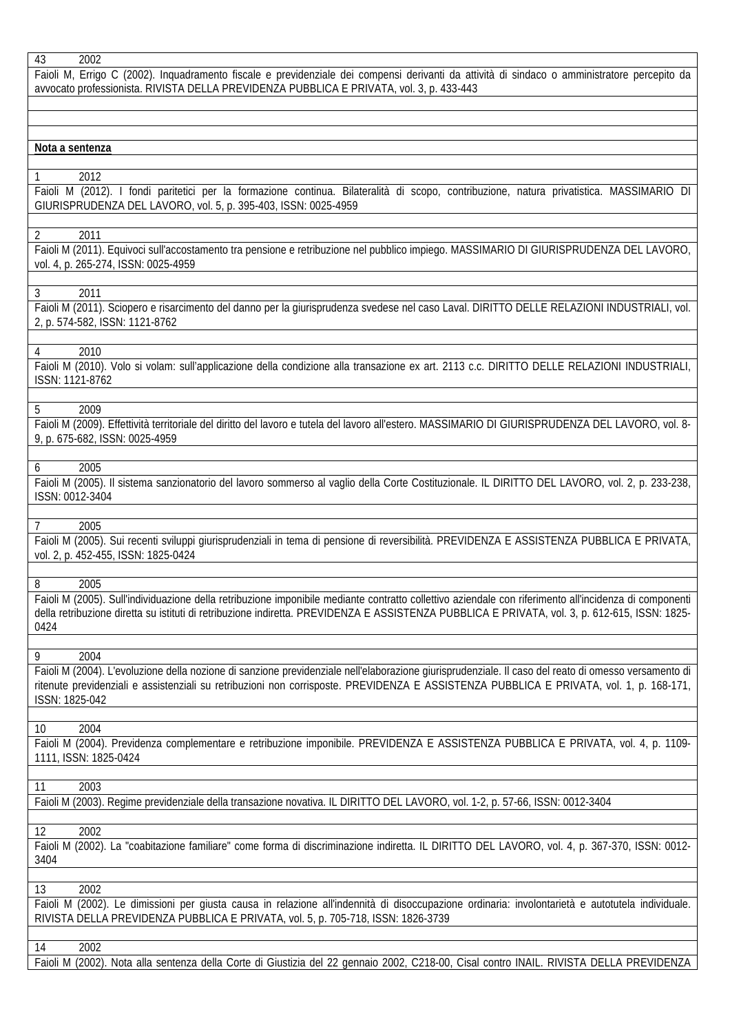43 2002

Faioli M, Errigo C (2002). Inquadramento fiscale e previdenziale dei compensi derivanti da attività di sindaco o amministratore percepito da avvocato professionista. RIVISTA DELLA PREVIDENZA PUBBLICA E PRIVATA, vol. 3, p. 433-443

**Nota a sentenza**

1 2012

Faioli M (2012). I fondi paritetici per la formazione continua. Bilateralità di scopo, contribuzione, natura privatistica. MASSIMARIO DI GIURISPRUDENZA DEL LAVORO, vol. 5, p. 395-403, ISSN: 0025-4959

2 2011

Faioli M (2011). Equivoci sull'accostamento tra pensione e retribuzione nel pubblico impiego. MASSIMARIO DI GIURISPRUDENZA DEL LAVORO, vol. 4, p. 265-274, ISSN: 0025-4959

3 2011

Faioli M (2011). Sciopero e risarcimento del danno per la giurisprudenza svedese nel caso Laval. DIRITTO DELLE RELAZIONI INDUSTRIALI, vol. 2, p. 574-582, ISSN: 1121-8762

4 2010

Faioli M (2010). Volo si volam: sull'applicazione della condizione alla transazione ex art. 2113 c.c. DIRITTO DELLE RELAZIONI INDUSTRIALI, ISSN: 1121-8762

5 2009

Faioli M (2009). Effettività territoriale del diritto del lavoro e tutela del lavoro all'estero. MASSIMARIO DI GIURISPRUDENZA DEL LAVORO, vol. 8-9, p. 675-682, ISSN: 0025-4959

6 2005

Faioli M (2005). Il sistema sanzionatorio del lavoro sommerso al vaglio della Corte Costituzionale. IL DIRITTO DEL LAVORO, vol. 2, p. 233-238, ISSN: 0012-3404

7 2005

Faioli M (2005). Sui recenti sviluppi giurisprudenziali in tema di pensione di reversibilità. PREVIDENZA E ASSISTENZA PUBBLICA E PRIVATA, vol. 2, p. 452-455, ISSN: 1825-0424

8 2005

Faioli M (2005). Sull'individuazione della retribuzione imponibile mediante contratto collettivo aziendale con riferimento all'incidenza di componenti della retribuzione diretta su istituti di retribuzione indiretta. PREVIDENZA E ASSISTENZA PUBBLICA E PRIVATA, vol. 3, p. 612-615, ISSN: 1825-0424

9 2004

Faioli M (2004). L'evoluzione della nozione di sanzione previdenziale nell'elaborazione giurisprudenziale. Il caso del reato di omesso versamento di ritenute previdenziali e assistenziali su retribuzioni non corrisposte. PREVIDENZA E ASSISTENZA PUBBLICA E PRIVATA, vol. 1, p. 168-171, ISSN: 1825-042

10 2004

Faioli M (2004). Previdenza complementare e retribuzione imponibile. PREVIDENZA E ASSISTENZA PUBBLICA E PRIVATA, vol. 4, p. 1109-1111, ISSN: 1825-0424

11 2003

Faioli M (2003). Regime previdenziale della transazione novativa. IL DIRITTO DEL LAVORO, vol. 1-2, p. 57-66, ISSN: 0012-3404

12 2002

Faioli M (2002). La "coabitazione familiare" come forma di discriminazione indiretta. IL DIRITTO DEL LAVORO, vol. 4, p. 367-370, ISSN: 0012-3404

13 2002

Faioli M (2002). Le dimissioni per giusta causa in relazione all'indennità di disoccupazione ordinaria: involontarietà e autotutela individuale. RIVISTA DELLA PREVIDENZA PUBBLICA E PRIVATA, vol. 5, p. 705-718, ISSN: 1826-3739

14 2002

Faioli M (2002). Nota alla sentenza della Corte di Giustizia del 22 gennaio 2002, C218-00, Cisal contro INAIL. RIVISTA DELLA PREVIDENZA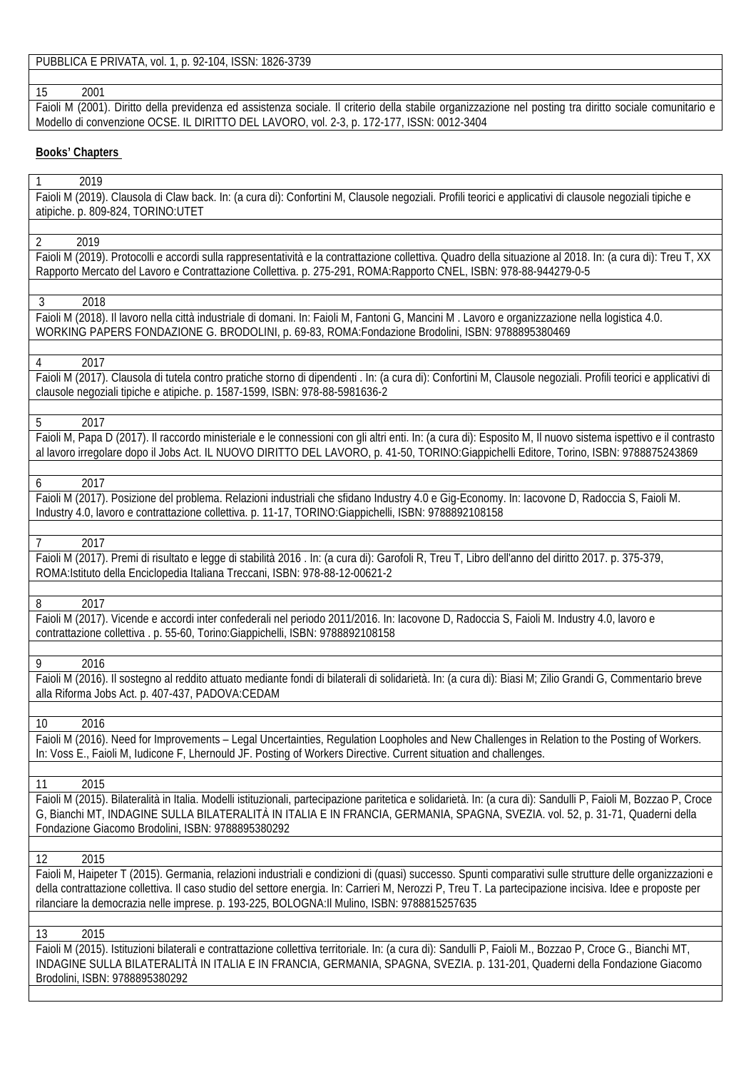PUBBLICA E PRIVATA, vol. 1, p. 92-104, ISSN: 1826-3739

15 2001

Faioli M (2001). Diritto della previdenza ed assistenza sociale. Il criterio della stabile organizzazione nel posting tra diritto sociale comunitario e Modello di convenzione OCSE. IL DIRITTO DEL LAVORO, vol. 2-3, p. 172-177, ISSN: 0012-3404

**Books' Chapters**

1 2019

Faioli M (2019). Clausola di Claw back. In: (a cura di): Confortini M, Clausole negoziali. Profili teorici e applicativi di clausole negoziali tipiche e atipiche. p. 809-824, TORINO:UTET

2 2019

Faioli M (2019). Protocolli e accordi sulla rappresentatività e la contrattazione collettiva. Quadro della situazione al 2018. In: (a cura di): Treu T, XX Rapporto Mercato del Lavoro e Contrattazione Collettiva. p. 275-291, ROMA:Rapporto CNEL, ISBN: 978-88-944279-0-5

3 2018

Faioli M (2018). Il lavoro nella città industriale di domani. In: Faioli M, Fantoni G, Mancini M . Lavoro e organizzazione nella logistica 4.0. WORKING PAPERS FONDAZIONE G. BRODOLINI, p. 69-83, ROMA:Fondazione Brodolini, ISBN: 9788895380469

4 2017

Faioli M (2017). Clausola di tutela contro pratiche storno di dipendenti . In: (a cura di): Confortini M, Clausole negoziali. Profili teorici e applicativi di clausole negoziali tipiche e atipiche. p. 1587-1599, ISBN: 978-88-5981636-2

5 2017

Faioli M, Papa D (2017). Il raccordo ministeriale e le connessioni con gli altri enti. In: (a cura di): Esposito M, Il nuovo sistema ispettivo e il contrasto al lavoro irregolare dopo il Jobs Act. IL NUOVO DIRITTO DEL LAVORO, p. 41-50, TORINO:Giappichelli Editore, Torino, ISBN: 9788875243869

6 2017

Faioli M (2017). Posizione del problema. Relazioni industriali che sfidano Industry 4.0 e Gig-Economy. In: Iacovone D, Radoccia S, Faioli M. Industry 4.0, lavoro e contrattazione collettiva. p. 11-17, TORINO:Giappichelli, ISBN: 9788892108158

7 2017

Faioli M (2017). Premi di risultato e legge di stabilità 2016 . In: (a cura di): Garofoli R, Treu T, Libro dell'anno del diritto 2017. p. 375-379, ROMA:Istituto della Enciclopedia Italiana Treccani, ISBN: 978-88-12-00621-2

8 2017

Faioli M (2017). Vicende e accordi inter confederali nel periodo 2011/2016. In: Iacovone D, Radoccia S, Faioli M. Industry 4.0, lavoro e contrattazione collettiva . p. 55-60, Torino:Giappichelli, ISBN: 9788892108158

9 2016

Faioli M (2016). Il sostegno al reddito attuato mediante fondi di bilaterali di solidarietà. In: (a cura di): Biasi M; Zilio Grandi G, Commentario breve alla Riforma Jobs Act. p. 407-437, PADOVA:CEDAM

10 2016

Faioli M (2016). Need for Improvements – Legal Uncertainties, Regulation Loopholes and New Challenges in Relation to the Posting of Workers. In: Voss E., Faioli M, Iudicone F, Lhernould JF. Posting of Workers Directive. Current situation and challenges.

11 2015

Faioli M (2015). Bilateralità in Italia. Modelli istituzionali, partecipazione paritetica e solidarietà. In: (a cura di): Sandulli P, Faioli M, Bozzao P, Croce G, Bianchi MT, INDAGINE SULLA BILATERALITÀ IN ITALIA E IN FRANCIA, GERMANIA, SPAGNA, SVEZIA. vol. 52, p. 31-71, Quaderni della Fondazione Giacomo Brodolini, ISBN: 9788895380292

12 2015

Faioli M, Haipeter T (2015). Germania, relazioni industriali e condizioni di (quasi) successo. Spunti comparativi sulle strutture delle organizzazioni e della contrattazione collettiva. Il caso studio del settore energia. In: Carrieri M, Nerozzi P, Treu T. La partecipazione incisiva. Idee e proposte per rilanciare la democrazia nelle imprese. p. 193-225, BOLOGNA:Il Mulino, ISBN: 9788815257635

13 2015

Faioli M (2015). Istituzioni bilaterali e contrattazione collettiva territoriale. In: (a cura di): Sandulli P, Faioli M., Bozzao P, Croce G., Bianchi MT, INDAGINE SULLA BILATERALITÀ IN ITALIA E IN FRANCIA, GERMANIA, SPAGNA, SVEZIA. p. 131-201, Quaderni della Fondazione Giacomo Brodolini, ISBN: 9788895380292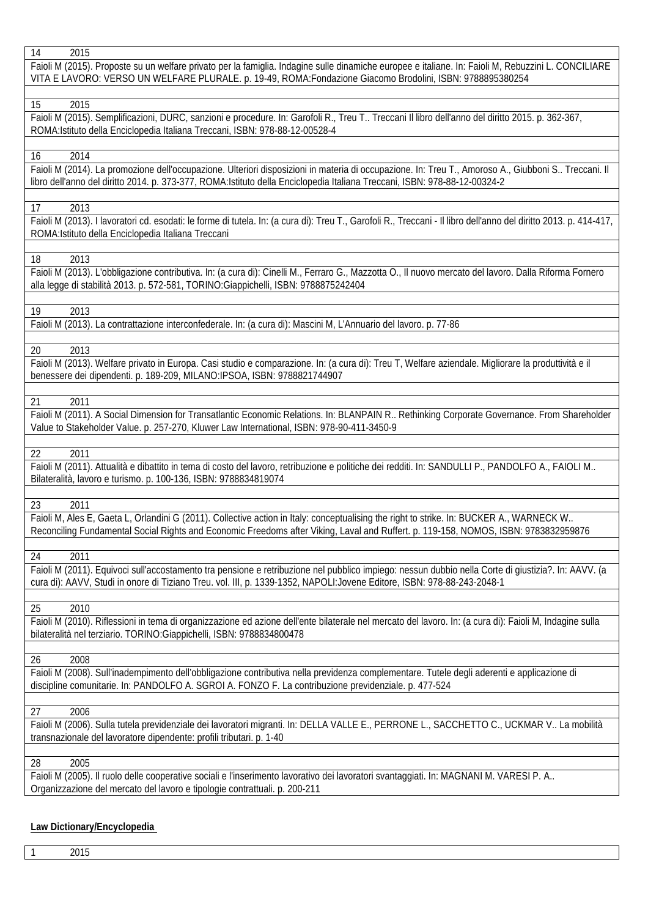14 2015

Faioli M (2015). Proposte su un welfare privato per la famiglia. Indagine sulle dinamiche europee e italiane. In: Faioli M, Rebuzzini L. CONCILIARE VITA E LAVORO: VERSO UN WELFARE PLURALE. p. 19-49, ROMA:Fondazione Giacomo Brodolini, ISBN: 9788895380254

15 2015

Faioli M (2015). Semplificazioni, DURC, sanzioni e procedure. In: Garofoli R., Treu T.. Treccani Il libro dell'anno del diritto 2015. p. 362-367, ROMA:Istituto della Enciclopedia Italiana Treccani, ISBN: 978-88-12-00528-4

16 2014

Faioli M (2014). La promozione dell'occupazione. Ulteriori disposizioni in materia di occupazione. In: Treu T., Amoroso A., Giubboni S.. Treccani. Il libro dell'anno del diritto 2014. p. 373-377, ROMA:Istituto della Enciclopedia Italiana Treccani, ISBN: 978-88-12-00324-2

17 2013

Faioli M (2013). I lavoratori cd. esodati: le forme di tutela. In: (a cura di): Treu T., Garofoli R., Treccani - Il libro dell'anno del diritto 2013. p. 414-417, ROMA:Istituto della Enciclopedia Italiana Treccani

18 2013

Faioli M (2013). L'obbligazione contributiva. In: (a cura di): Cinelli M., Ferraro G., Mazzotta O., Il nuovo mercato del lavoro. Dalla Riforma Fornero alla legge di stabilità 2013. p. 572-581, TORINO:Giappichelli, ISBN: 9788875242404

19 2013

Faioli M (2013). La contrattazione interconfederale. In: (a cura di): Mascini M, L'Annuario del lavoro. p. 77-86

20 2013

Faioli M (2013). Welfare privato in Europa. Casi studio e comparazione. In: (a cura di): Treu T, Welfare aziendale. Migliorare la produttività e il benessere dei dipendenti. p. 189-209, MILANO:IPSOA, ISBN: 9788821744907

21 2011

Faioli M (2011). A Social Dimension for Transatlantic Economic Relations. In: BLANPAIN R.. Rethinking Corporate Governance. From Shareholder Value to Stakeholder Value. p. 257-270, Kluwer Law International, ISBN: 978-90-411-3450-9

22 2011

Faioli M (2011). Attualità e dibattito in tema di costo del lavoro, retribuzione e politiche dei redditi. In: SANDULLI P., PANDOLFO A., FAIOLI M.. Bilateralità, lavoro e turismo. p. 100-136, ISBN: 9788834819074

23 2011

Faioli M, Ales E, Gaeta L, Orlandini G (2011). Collective action in Italy: conceptualising the right to strike. In: BUCKER A., WARNECK W.. Reconciling Fundamental Social Rights and Economic Freedoms after Viking, Laval and Ruffert. p. 119-158, NOMOS, ISBN: 9783832959876

24 2011

Faioli M (2011). Equivoci sull'accostamento tra pensione e retribuzione nel pubblico impiego: nessun dubbio nella Corte di giustizia?. In: AAVV. (a cura di): AAVV, Studi in onore di Tiziano Treu. vol. III, p. 1339-1352, NAPOLI:Jovene Editore, ISBN: 978-88-243-2048-1

25 2010

Faioli M (2010). Riflessioni in tema di organizzazione ed azione dell'ente bilaterale nel mercato del lavoro. In: (a cura di): Faioli M, Indagine sulla bilateralità nel terziario. TORINO:Giappichelli, ISBN: 9788834800478

26 2008

Faioli M (2008). Sull'inadempimento dell'obbligazione contributiva nella previdenza complementare. Tutele degli aderenti e applicazione di discipline comunitarie. In: PANDOLFO A. SGROI A. FONZO F. La contribuzione previdenziale. p. 477-524

27 2006

Faioli M (2006). Sulla tutela previdenziale dei lavoratori migranti. In: DELLA VALLE E., PERRONE L., SACCHETTO C., UCKMAR V.. La mobilità transnazionale del lavoratore dipendente: profili tributari. p. 1-40

28 2005

Faioli M (2005). Il ruolo delle cooperative sociali e l'inserimento lavorativo dei lavoratori svantaggiati. In: MAGNANI M. VARESI P. A.. Organizzazione del mercato del lavoro e tipologie contrattuali. p. 200-211

**Law Dictionary/Encyclopedia**

1 2015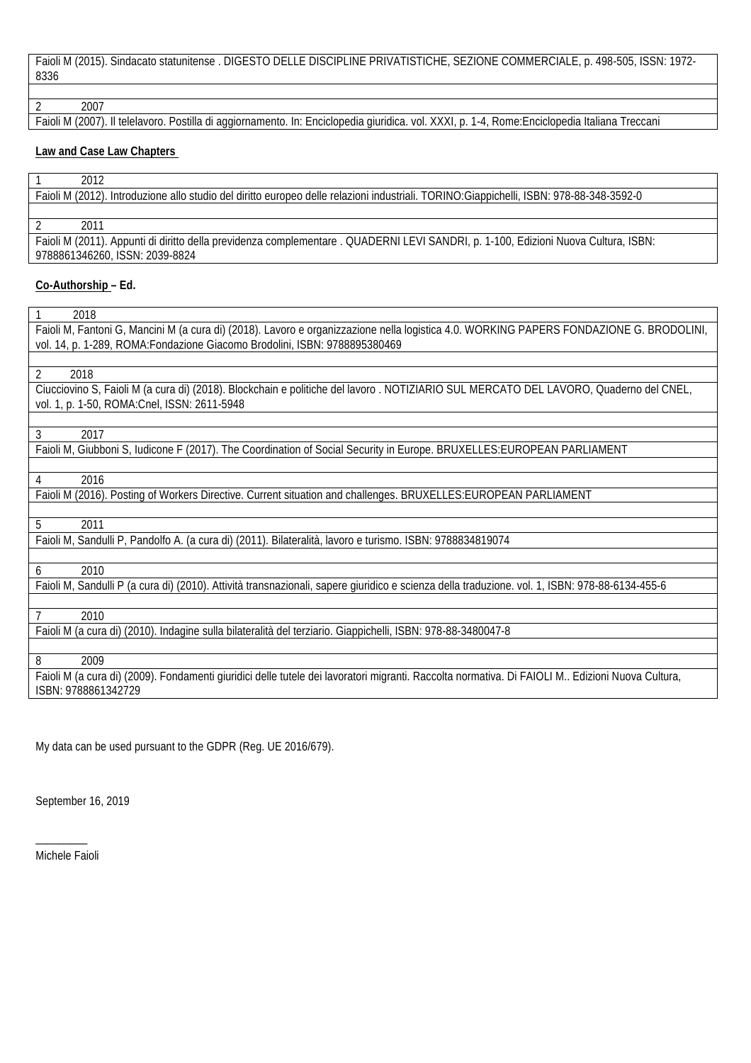| |
|---|
| Faioli M (2015). Sindacato statunitense . DIGESTO DELLE DISCIPLINE PRIVATISTICHE, SEZIONE COMMERCIALE, p. 498-505, ISSN: 1972-8336 |
| |
| 2 2007 |
| Faioli M (2007). Il telelavoro. Postilla di aggiornamento. In: Enciclopedia giuridica. vol. XXXI, p. 1-4, Rome:Enciclopedia Italiana Treccani |

**Law and Case Law Chapters**

| |
|---|
| 1 2012 |
| Faioli M (2012). Introduzione allo studio del diritto europeo delle relazioni industriali. TORINO:Giappichelli, ISBN: 978-88-348-3592-0 |
| |
| 2 2011 |
| Faioli M (2011). Appunti di diritto della previdenza complementare . QUADERNI LEVI SANDRI, p. 1-100, Edizioni Nuova Cultura, ISBN: 9788861346260, ISSN: 2039-8824 |

**Co-Authorship – Ed.**

| |
|---|
| 1 2018 |
| Faioli M, Fantoni G, Mancini M (a cura di) (2018). Lavoro e organizzazione nella logistica 4.0. WORKING PAPERS FONDAZIONE G. BRODOLINI, vol. 14, p. 1-289, ROMA:Fondazione Giacomo Brodolini, ISBN: 9788895380469 |
| |
| 2 2018 |
| Ciucciovino S, Faioli M (a cura di) (2018). Blockchain e politiche del lavoro . NOTIZIARIO SUL MERCATO DEL LAVORO, Quaderno del CNEL, vol. 1, p. 1-50, ROMA:Cnel, ISSN: 2611-5948 |
| |
| 3 2017 |
| Faioli M, Giubboni S, Iudicone F (2017). The Coordination of Social Security in Europe. BRUXELLES:EUROPEAN PARLIAMENT |
| |
| 4 2016 |
| Faioli M (2016). Posting of Workers Directive. Current situation and challenges. BRUXELLES:EUROPEAN PARLIAMENT |
| |
| 5 2011 |
| Faioli M, Sandulli P, Pandolfo A. (a cura di) (2011). Bilateralità, lavoro e turismo. ISBN: 9788834819074 |
| |
| 6 2010 |
| Faioli M, Sandulli P (a cura di) (2010). Attività transnazionali, sapere giuridico e scienza della traduzione. vol. 1, ISBN: 978-88-6134-455-6 |
| |
| 7 2010 |
| Faioli M (a cura di) (2010). Indagine sulla bilateralità del terziario. Giappichelli, ISBN: 978-88-3480047-8 |
| |
| 8 2009 |
| Faioli M (a cura di) (2009). Fondamenti giuridici delle tutele dei lavoratori migranti. Raccolta normativa. Di FAIOLI M.. Edizioni Nuova Cultura, ISBN: 9788861342729 |

My data can be used pursuant to the GDPR (Reg. UE 2016/679).

September 16, 2019

_________
Michele Faioli